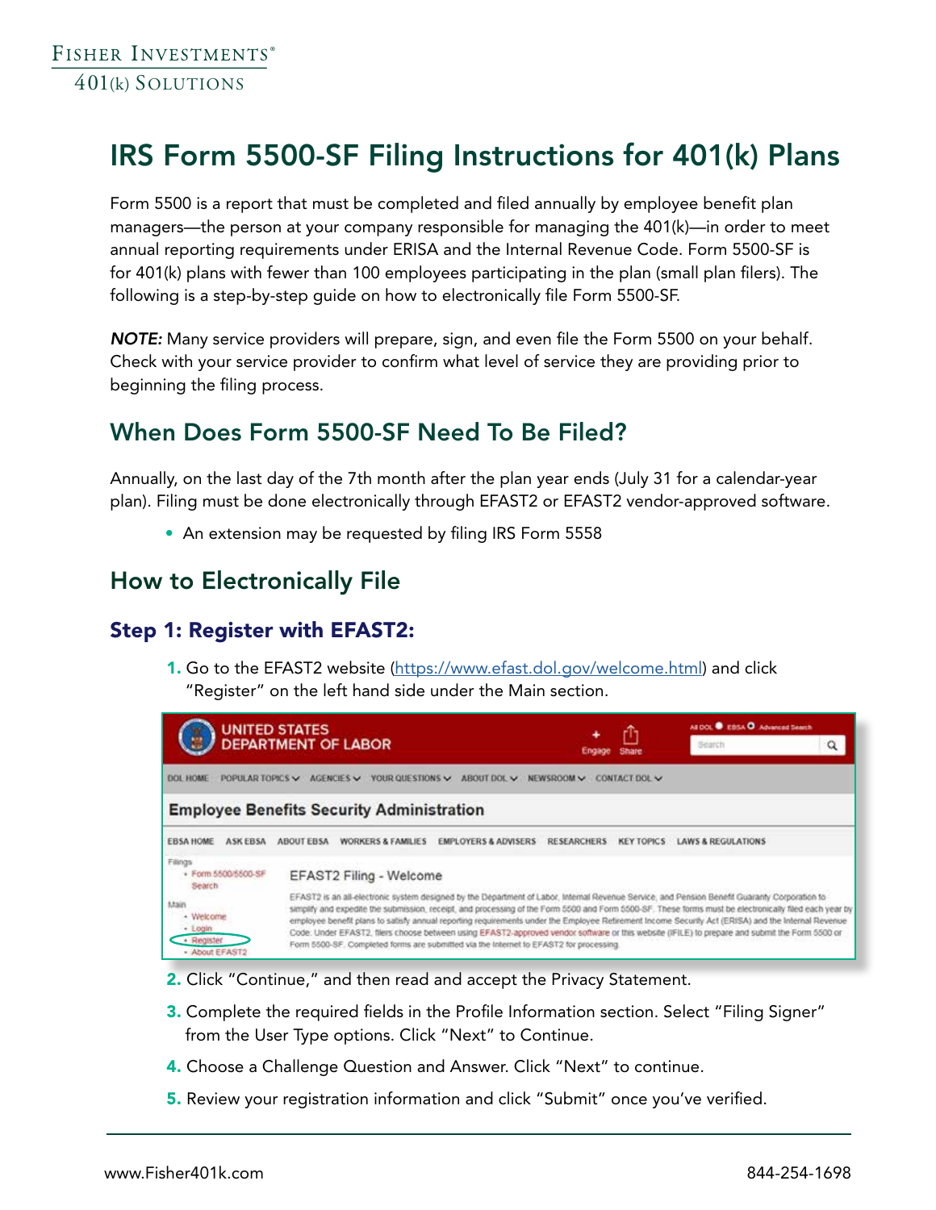Fisher Investments®
401(k) Solutions

# IRS Form 5500-SF Filing Instructions for 401(k) Plans

Form 5500 is a report that must be completed and filed annually by employee benefit plan managers—the person at your company responsible for managing the 401(k)—in order to meet annual reporting requirements under ERISA and the Internal Revenue Code. Form 5500-SF is for 401(k) plans with fewer than 100 employees participating in the plan (small plan filers). The following is a step-by-step guide on how to electronically file Form 5500-SF.

***NOTE:*** Many service providers will prepare, sign, and even file the Form 5500 on your behalf. Check with your service provider to confirm what level of service they are providing prior to beginning the filing process.

## When Does Form 5500-SF Need To Be Filed?

Annually, on the last day of the 7th month after the plan year ends (July 31 for a calendar-year plan). Filing must be done electronically through EFAST2 or EFAST2 vendor-approved software.

- An extension may be requested by filing IRS Form 5558

## How to Electronically File

### Step 1: Register with EFAST2:

1. Go to the EFAST2 website (https://www.efast.dol.gov/welcome.html) and click "Register" on the left hand side under the Main section.
2. Click "Continue," and then read and accept the Privacy Statement.
3. Complete the required fields in the Profile Information section. Select "Filing Signer" from the User Type options. Click "Next" to Continue.
4. Choose a Challenge Question and Answer. Click "Next" to continue.
5. Review your registration information and click "Submit" once you've verified.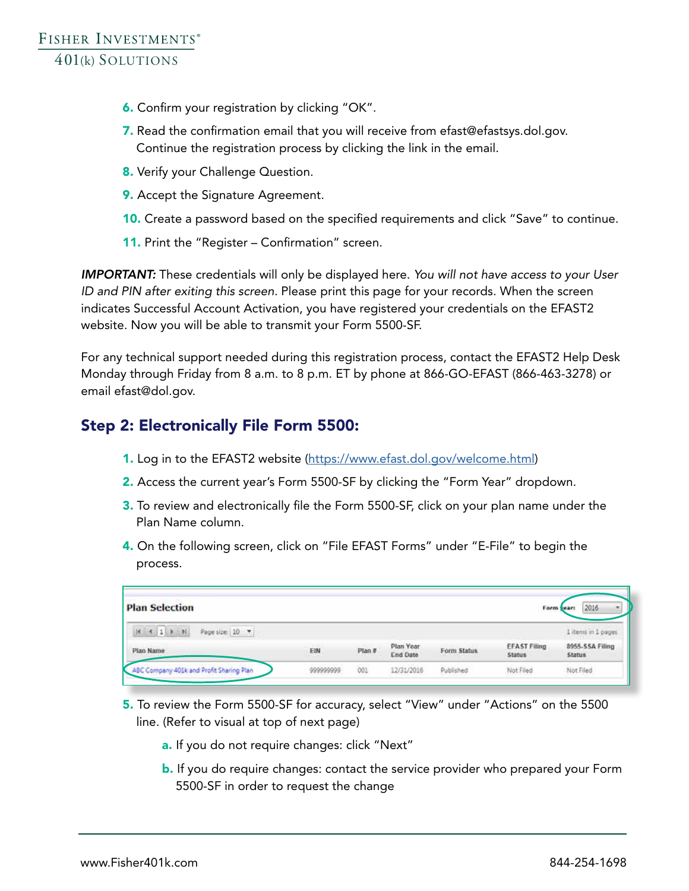6. Confirm your registration by clicking “OK”.
7. Read the confirmation email that you will receive from efast@efastsys.dol.gov. Continue the registration process by clicking the link in the email.
8. Verify your Challenge Question.
9. Accept the Signature Agreement.
10. Create a password based on the specified requirements and click “Save” to continue.
11. Print the “Register – Confirmation” screen.

***IMPORTANT:*** These credentials will only be displayed here. *You will not have access to your User ID and PIN after exiting this screen.* Please print this page for your records. When the screen indicates Successful Account Activation, you have registered your credentials on the EFAST2 website. Now you will be able to transmit your Form 5500-SF.

For any technical support needed during this registration process, contact the EFAST2 Help Desk Monday through Friday from 8 a.m. to 8 p.m. ET by phone at 866-GO-EFAST (866-463-3278) or email efast@dol.gov.

## Step 2: Electronically File Form 5500:

1. Log in to the EFAST2 website (https://www.efast.dol.gov/welcome.html)
2. Access the current year’s Form 5500-SF by clicking the “Form Year” dropdown.
3. To review and electronically file the Form 5500-SF, click on your plan name under the Plan Name column.
4. On the following screen, click on “File EFAST Forms” under “E-File” to begin the process.

**Plan Selection** — Form Year: 2016

| Plan Name | EIN | Plan # | Plan Year End Date | Form Status | EFAST Filing Status | 8955-SSA Filing Status |
|---|---|---|---|---|---|---|
| ABC Company 401k and Profit Sharing Plan | 999999999 | 001 | 12/31/2016 | Published | Not Filed | Not Filed |

5. To review the Form 5500-SF for accuracy, select “View” under “Actions” on the 5500 line. (Refer to visual at top of next page)
   a. If you do not require changes: click “Next”
   b. If you do require changes: contact the service provider who prepared your Form 5500-SF in order to request the change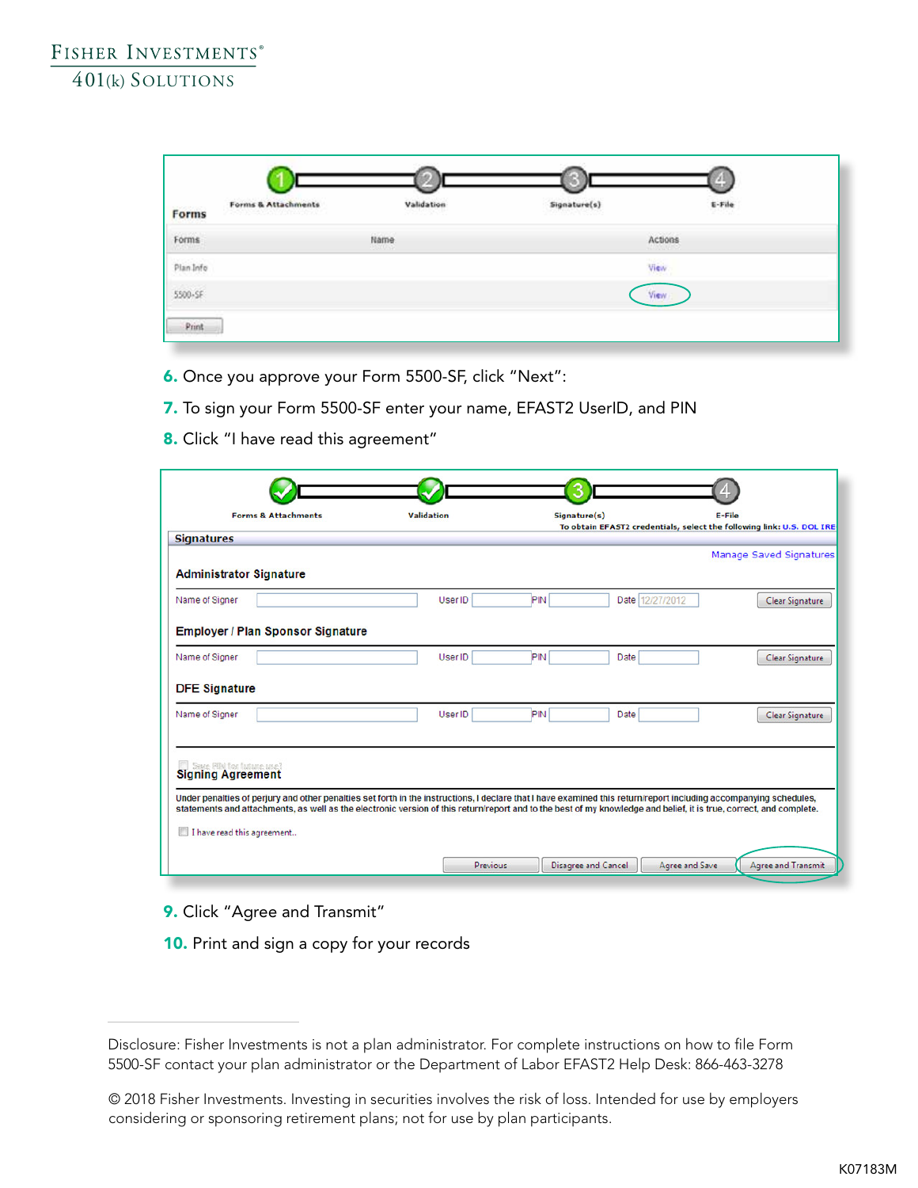Forms & Attachments — Validation — Signature(s) — E-File

**Forms**

| Forms | Name | Actions |
|---|---|---|
| Plan Info | | View |
| 5500-SF | | View |

Print

6. Once you approve your Form 5500-SF, click "Next":
7. To sign your Form 5500-SF enter your name, EFAST2 UserID, and PIN
8. Click "I have read this agreement"

Forms & Attachments — Validation — Signature(s) — E-File

To obtain EFAST2 credentials, select the following link: U.S. DOL IRE

**Signatures**

Manage Saved Signatures

**Administrator Signature**

Name of Signer | User ID | PIN | Date 12/27/2012 | Clear Signature

**Employer / Plan Sponsor Signature**

Name of Signer | User ID | PIN | Date | Clear Signature

**DFE Signature**

Name of Signer | User ID | PIN | Date | Clear Signature

Save PIN for future use?

**Signing Agreement**

Under penalties of perjury and other penalties set forth in the instructions, I declare that I have examined this return/report including accompanying schedules, statements and attachments, as well as the electronic version of this return/report and to the best of my knowledge and belief, it is true, correct, and complete.

I have read this agreement..

Previous | Disagree and Cancel | Agree and Save | Agree and Transmit

9. Click "Agree and Transmit"
10. Print and sign a copy for your records

---

Disclosure: Fisher Investments is not a plan administrator. For complete instructions on how to file Form 5500-SF contact your plan administrator or the Department of Labor EFAST2 Help Desk: 866-463-3278

© 2018 Fisher Investments. Investing in securities involves the risk of loss. Intended for use by employers considering or sponsoring retirement plans; not for use by plan participants.

K07183M